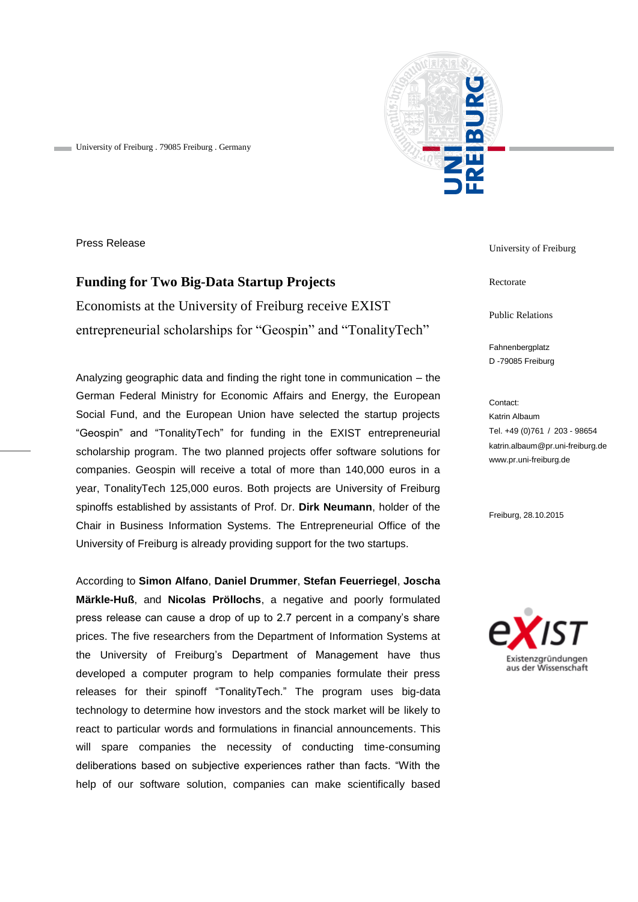University of Freiburg . 79085 Freiburg . Germany

Press Release

# Funding for Two Big-Data Startup Projects

Economists at the University of Freiburg receive EXIST entrepreneurial scholarships for “Geospin” and “TonalityTech”

Analyzing geographic data and finding the right tone in communication – the German Federal Ministry for Economic Affairs and Energy, the European Social Fund, and the European Union have selected the startup projects “Geospin” and “TonalityTech” for funding in the EXIST entrepreneurial scholarship program. The two planned projects offer software solutions for companies. Geospin will receive a total of more than 140,000 euros in a year, TonalityTech 125,000 euros. Both projects are University of Freiburg spinoffs established by assistants of Prof. Dr. **Dirk Neumann**, holder of the Chair in Business Information Systems. The Entrepreneurial Office of the University of Freiburg is already providing support for the two startups.

According to **Simon Alfano**, **Daniel Drummer**, **Stefan Feuerriegel**, **Joscha Märkle-Huß**, and **Nicolas Pröllochs**, a negative and poorly formulated press release can cause a drop of up to 2.7 percent in a company’s share prices. The five researchers from the Department of Information Systems at the University of Freiburg’s Department of Management have thus developed a computer program to help companies formulate their press releases for their spinoff “TonalityTech.” The program uses big-data technology to determine how investors and the stock market will be likely to react to particular words and formulations in financial announcements. This will spare companies the necessity of conducting time-consuming deliberations based on subjective experiences rather than facts. “With the help of our software solution, companies can make scientifically based

University of Freiburg

Rectorate

Public Relations

Fahnenbergplatz
D -79085 Freiburg

Contact:
Katrin Albaum
Tel. +49 (0)761 / 203 - 98654
katrin.albaum@pr.uni-freiburg.de
www.pr.uni-freiburg.de

Freiburg, 28.10.2015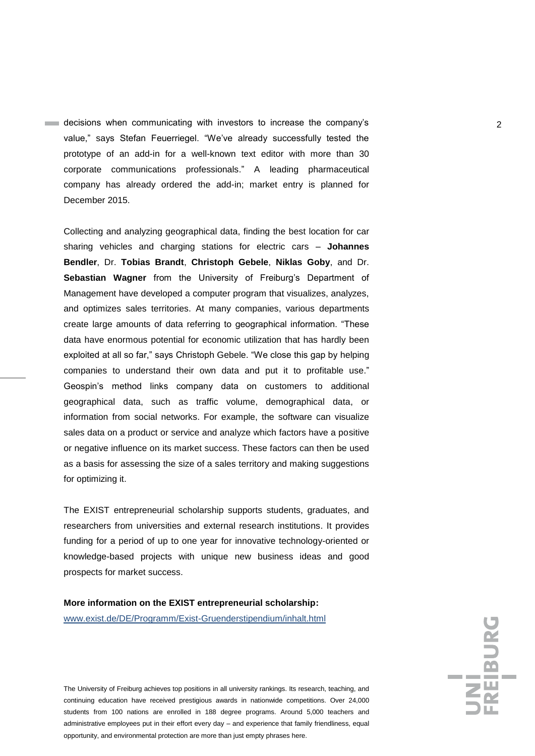decisions when communicating with investors to increase the company's value," says Stefan Feuerriegel. "We've already successfully tested the prototype of an add-in for a well-known text editor with more than 30 corporate communications professionals." A leading pharmaceutical company has already ordered the add-in; market entry is planned for December 2015.

Collecting and analyzing geographical data, finding the best location for car sharing vehicles and charging stations for electric cars – **Johannes Bendler**, Dr. **Tobias Brandt**, **Christoph Gebele**, **Niklas Goby**, and Dr. **Sebastian Wagner** from the University of Freiburg's Department of Management have developed a computer program that visualizes, analyzes, and optimizes sales territories. At many companies, various departments create large amounts of data referring to geographical information. "These data have enormous potential for economic utilization that has hardly been exploited at all so far," says Christoph Gebele. "We close this gap by helping companies to understand their own data and put it to profitable use." Geospin's method links company data on customers to additional geographical data, such as traffic volume, demographical data, or information from social networks. For example, the software can visualize sales data on a product or service and analyze which factors have a positive or negative influence on its market success. These factors can then be used as a basis for assessing the size of a sales territory and making suggestions for optimizing it.

The EXIST entrepreneurial scholarship supports students, graduates, and researchers from universities and external research institutions. It provides funding for a period of up to one year for innovative technology-oriented or knowledge-based projects with unique new business ideas and good prospects for market success.

**More information on the EXIST entrepreneurial scholarship:**
www.exist.de/DE/Programm/Exist-Gruenderstipendium/inhalt.html

The University of Freiburg achieves top positions in all university rankings. Its research, teaching, and continuing education have received prestigious awards in nationwide competitions. Over 24,000 students from 100 nations are enrolled in 188 degree programs. Around 5,000 teachers and administrative employees put in their effort every day – and experience that family friendliness, equal opportunity, and environmental protection are more than just empty phrases here.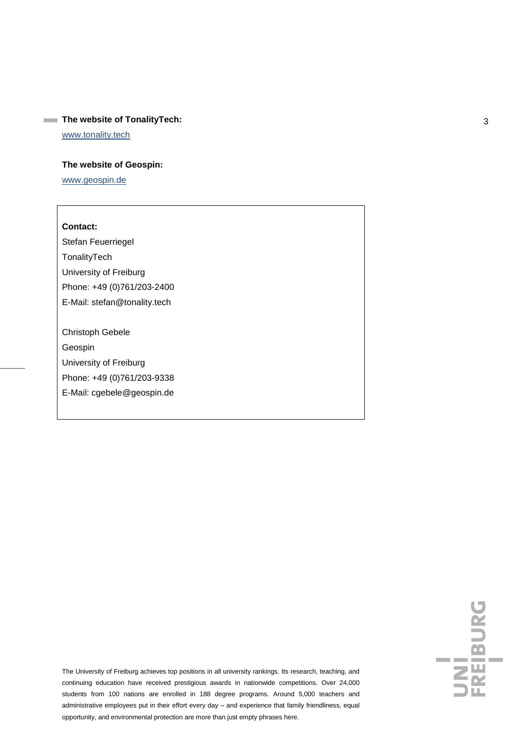**The website of TonalityTech:**

www.tonality.tech

**The website of Geospin:**

www.geospin.de

**Contact:**

Stefan Feuerriegel
TonalityTech
University of Freiburg
Phone: +49 (0)761/203-2400
E-Mail: stefan@tonality.tech

Christoph Gebele
Geospin
University of Freiburg
Phone: +49 (0)761/203-9338
E-Mail: cgebele@geospin.de

The University of Freiburg achieves top positions in all university rankings. Its research, teaching, and continuing education have received prestigious awards in nationwide competitions. Over 24,000 students from 100 nations are enrolled in 188 degree programs. Around 5,000 teachers and administrative employees put in their effort every day – and experience that family friendliness, equal opportunity, and environmental protection are more than just empty phrases here.